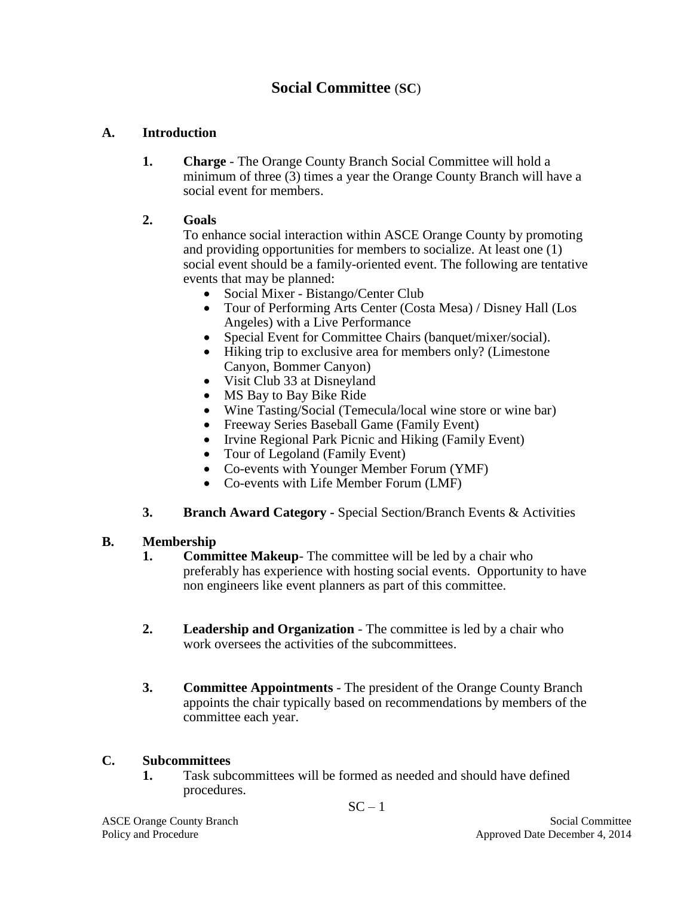# Social Committee (SC)

## A. Introduction

**1. Charge** - The Orange County Branch Social Committee will hold a minimum of three (3) times a year the Orange County Branch will have a social event for members.

**2. Goals**

To enhance social interaction within ASCE Orange County by promoting and providing opportunities for members to socialize. At least one (1) social event should be a family-oriented event. The following are tentative events that may be planned:

- Social Mixer - Bistango/Center Club
- Tour of Performing Arts Center (Costa Mesa) / Disney Hall (Los Angeles) with a Live Performance
- Special Event for Committee Chairs (banquet/mixer/social).
- Hiking trip to exclusive area for members only? (Limestone Canyon, Bommer Canyon)
- Visit Club 33 at Disneyland
- MS Bay to Bay Bike Ride
- Wine Tasting/Social (Temecula/local wine store or wine bar)
- Freeway Series Baseball Game (Family Event)
- Irvine Regional Park Picnic and Hiking (Family Event)
- Tour of Legoland (Family Event)
- Co-events with Younger Member Forum (YMF)
- Co-events with Life Member Forum (LMF)

**3. Branch Award Category -** Special Section/Branch Events & Activities

## B. Membership

**1. Committee Makeup**- The committee will be led by a chair who preferably has experience with hosting social events. Opportunity to have non engineers like event planners as part of this committee.

**2. Leadership and Organization** - The committee is led by a chair who work oversees the activities of the subcommittees.

**3. Committee Appointments** - The president of the Orange County Branch appoints the chair typically based on recommendations by members of the committee each year.

## C. Subcommittees

**1.** Task subcommittees will be formed as needed and should have defined procedures.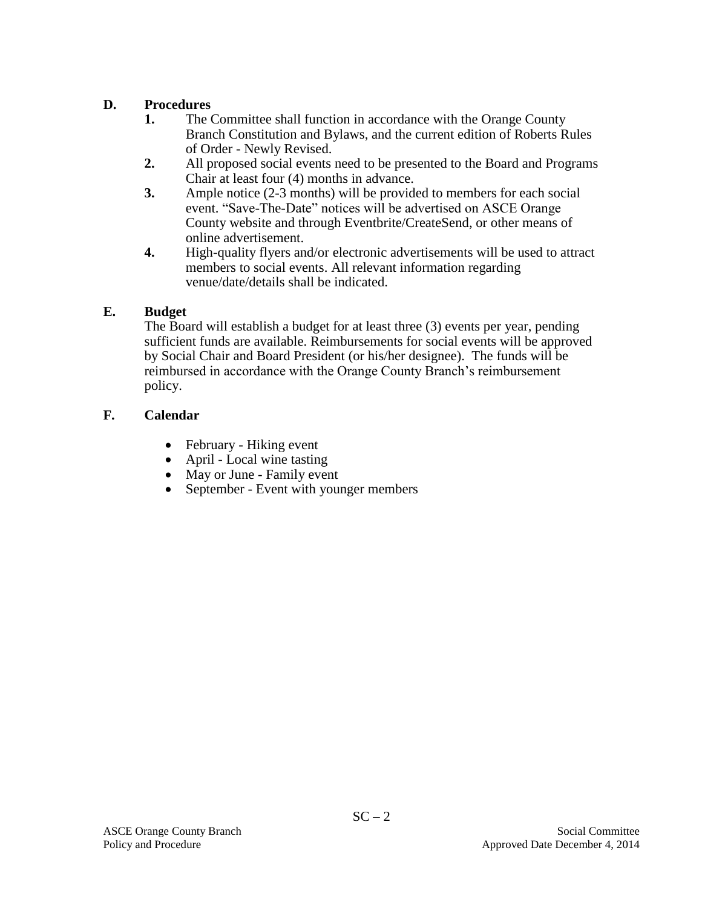## D. Procedures

1. The Committee shall function in accordance with the Orange County Branch Constitution and Bylaws, and the current edition of Roberts Rules of Order - Newly Revised.
2. All proposed social events need to be presented to the Board and Programs Chair at least four (4) months in advance.
3. Ample notice (2-3 months) will be provided to members for each social event. "Save-The-Date" notices will be advertised on ASCE Orange County website and through Eventbrite/CreateSend, or other means of online advertisement.
4. High-quality flyers and/or electronic advertisements will be used to attract members to social events. All relevant information regarding venue/date/details shall be indicated.

## E. Budget

The Board will establish a budget for at least three (3) events per year, pending sufficient funds are available. Reimbursements for social events will be approved by Social Chair and Board President (or his/her designee). The funds will be reimbursed in accordance with the Orange County Branch's reimbursement policy.

## F. Calendar

- February - Hiking event
- April - Local wine tasting
- May or June - Family event
- September - Event with younger members